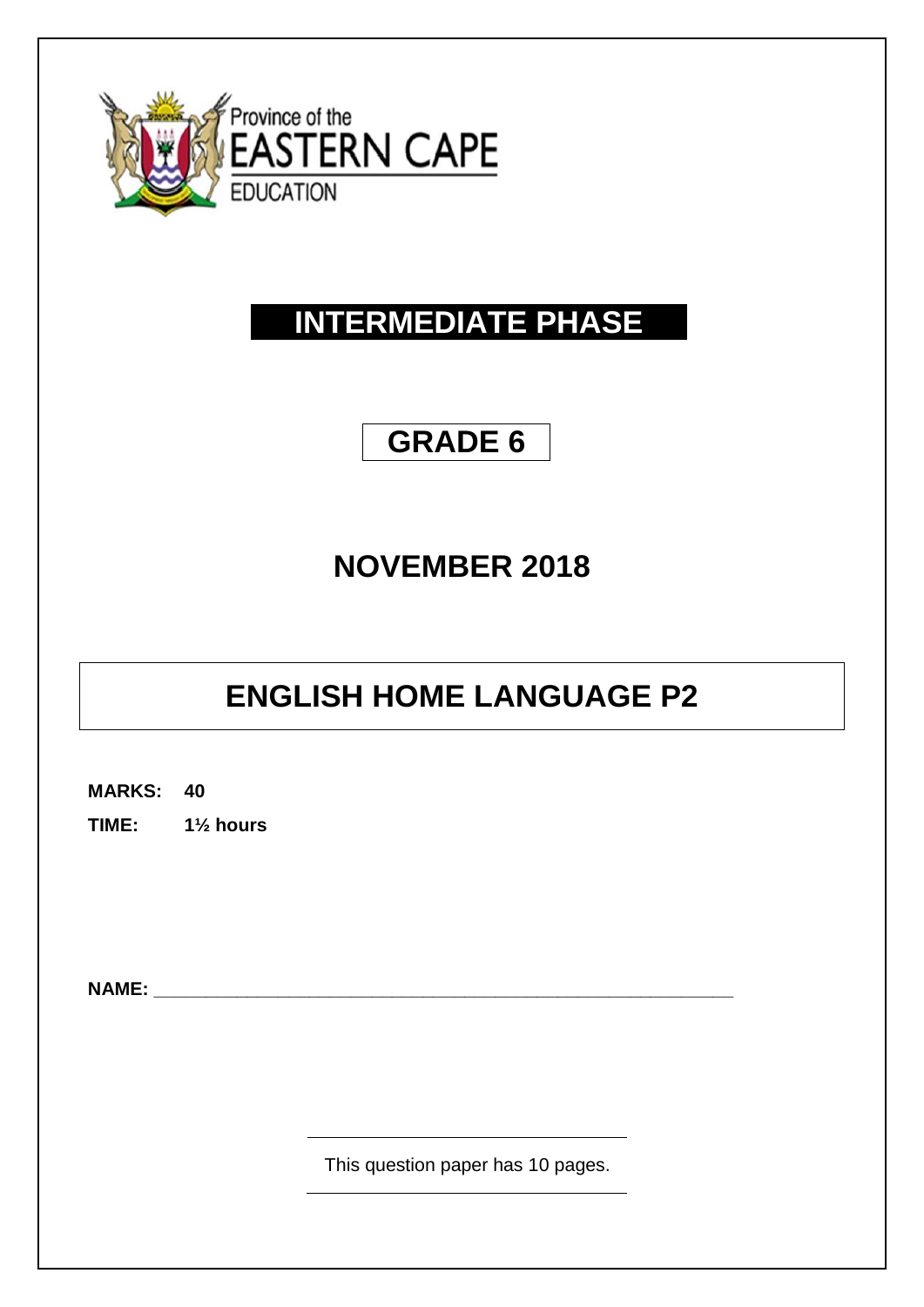Province of the
EASTERN CAPE
EDUCATION

# INTERMEDIATE PHASE

## GRADE 6

## NOVEMBER 2018

# ENGLISH HOME LANGUAGE P2

**MARKS:** **40**

**TIME:** **1½ hours**

**NAME:** ____________________________________________________________

This question paper has 10 pages.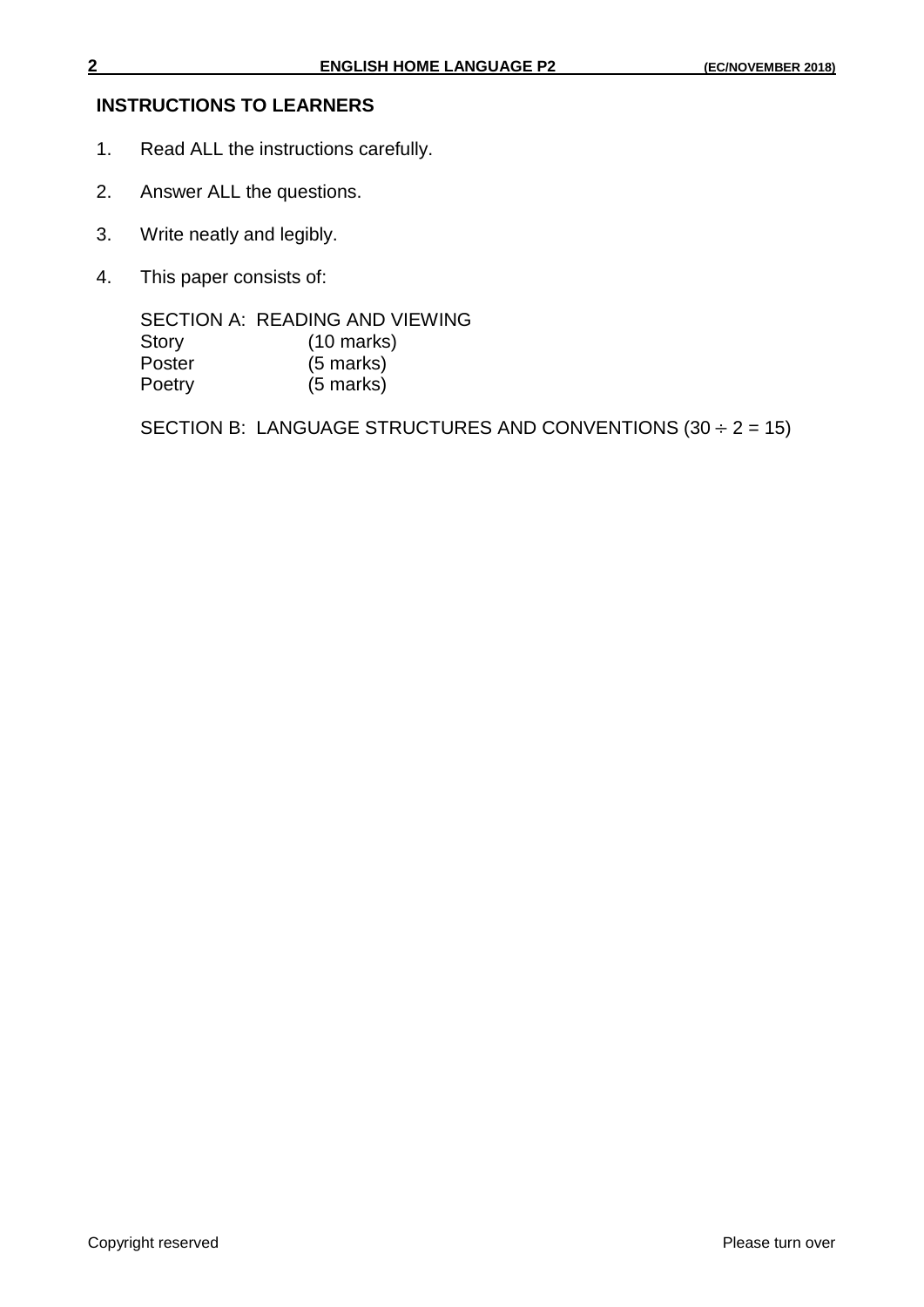## INSTRUCTIONS TO LEARNERS

1. Read ALL the instructions carefully.
2. Answer ALL the questions.
3. Write neatly and legibly.
4. This paper consists of:

   SECTION A: READING AND VIEWING

   | | |
   |---|---|
   | Story | (10 marks) |
   | Poster | (5 marks) |
   | Poetry | (5 marks) |

   SECTION B: LANGUAGE STRUCTURES AND CONVENTIONS ($30 \div 2 = 15$)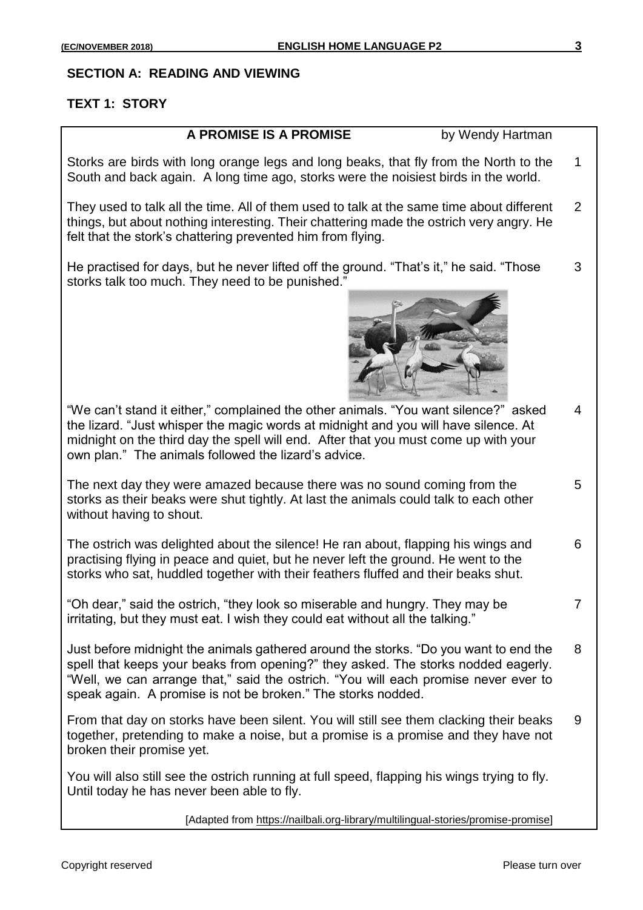## SECTION A: READING AND VIEWING

### TEXT 1: STORY

**A PROMISE IS A PROMISE** by Wendy Hartman

Storks are birds with long orange legs and long beaks, that fly from the North to the South and back again. A long time ago, storks were the noisiest birds in the world. 1

They used to talk all the time. All of them used to talk at the same time about different things, but about nothing interesting. Their chattering made the ostrich very angry. He felt that the stork's chattering prevented him from flying. 2

He practised for days, but he never lifted off the ground. "That's it," he said. "Those storks talk too much. They need to be punished." 3

"We can't stand it either," complained the other animals. "You want silence?" asked the lizard. "Just whisper the magic words at midnight and you will have silence. At midnight on the third day the spell will end. After that you must come up with your own plan." The animals followed the lizard's advice. 4

The next day they were amazed because there was no sound coming from the storks as their beaks were shut tightly. At last the animals could talk to each other without having to shout. 5

The ostrich was delighted about the silence! He ran about, flapping his wings and practising flying in peace and quiet, but he never left the ground. He went to the storks who sat, huddled together with their feathers fluffed and their beaks shut. 6

"Oh dear," said the ostrich, "they look so miserable and hungry. They may be irritating, but they must eat. I wish they could eat without all the talking." 7

Just before midnight the animals gathered around the storks. "Do you want to end the spell that keeps your beaks from opening?" they asked. The storks nodded eagerly. "Well, we can arrange that," said the ostrich. "You will each promise never ever to speak again. A promise is not be broken." The storks nodded. 8

From that day on storks have been silent. You will still see them clacking their beaks together, pretending to make a noise, but a promise is a promise and they have not broken their promise yet. 9

You will also still see the ostrich running at full speed, flapping his wings trying to fly. Until today he has never been able to fly.

[Adapted from https://nailbali.org-library/multilingual-stories/promise-promise]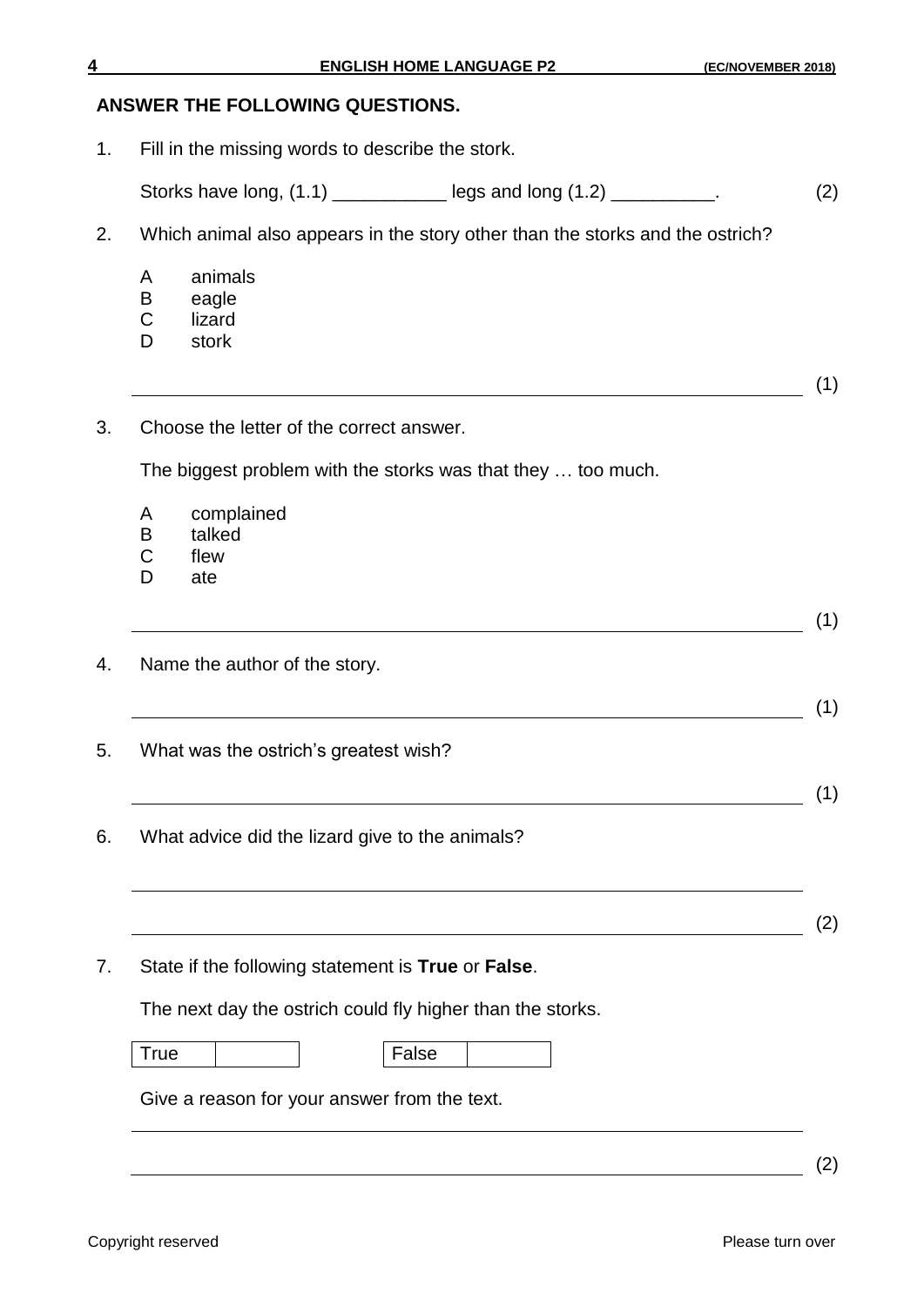## ANSWER THE FOLLOWING QUESTIONS.

1. Fill in the missing words to describe the stork.

   Storks have long, (1.1) ___________ legs and long (1.2) __________. (2)

2. Which animal also appears in the story other than the storks and the ostrich?

   A animals
   B eagle
   C lizard
   D stork

   ______________________________________________________________ (1)

3. Choose the letter of the correct answer.

   The biggest problem with the storks was that they … too much.

   A complained
   B talked
   C flew
   D ate

   ______________________________________________________________ (1)

4. Name the author of the story.

   ______________________________________________________________ (1)

5. What was the ostrich's greatest wish?

   ______________________________________________________________ (1)

6. What advice did the lizard give to the animals?

   ______________________________________________________________

   ______________________________________________________________ (2)

7. State if the following statement is **True** or **False**.

   The next day the ostrich could fly higher than the storks.

   | True | | | False | |
   |---|---|---|---|---|

   Give a reason for your answer from the text.

   ______________________________________________________________

   ______________________________________________________________ (2)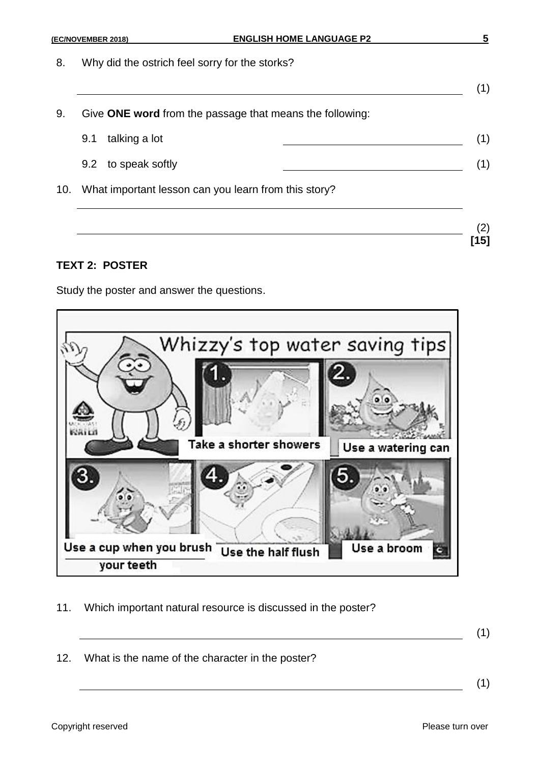8. Why did the ostrich feel sorry for the storks?

_______________________________________________ (1)

9. Give **ONE word** from the passage that means the following:

   9.1 talking a lot _______________________ (1)

   9.2 to speak softly _______________________ (1)

10. What important lesson can you learn from this story?

_______________________________________________

_______________________________________________ (2)

**[15]**

**TEXT 2: POSTER**

Study the poster and answer the questions.

Whizzy's top water saving tips

1. Take a shorter showers
2. Use a watering can
3. Use a cup when you brush your teeth
4. Use the half flush
5. Use a broom

11. Which important natural resource is discussed in the poster?

_______________________________________________ (1)

12. What is the name of the character in the poster?

_______________________________________________ (1)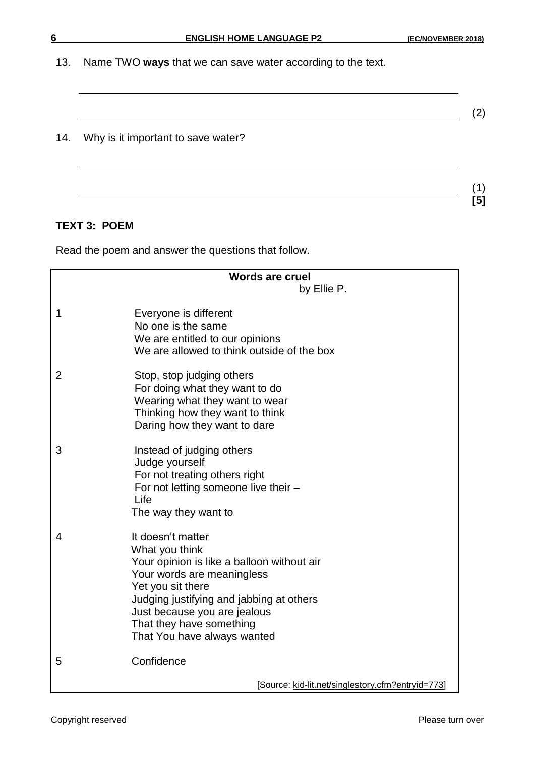13. Name TWO **ways** that we can save water according to the text.

\_\_\_\_\_\_\_\_\_\_\_\_\_\_\_\_\_\_\_\_\_\_\_\_\_\_\_\_\_\_\_\_\_\_\_\_\_\_\_\_\_\_\_\_\_\_\_\_\_\_\_\_\_\_\_\_\_\_\_\_

\_\_\_\_\_\_\_\_\_\_\_\_\_\_\_\_\_\_\_\_\_\_\_\_\_\_\_\_\_\_\_\_\_\_\_\_\_\_\_\_\_\_\_\_\_\_\_\_\_\_\_\_\_\_\_\_\_\_\_\_ (2)

14. Why is it important to save water?

\_\_\_\_\_\_\_\_\_\_\_\_\_\_\_\_\_\_\_\_\_\_\_\_\_\_\_\_\_\_\_\_\_\_\_\_\_\_\_\_\_\_\_\_\_\_\_\_\_\_\_\_\_\_\_\_\_\_\_\_

\_\_\_\_\_\_\_\_\_\_\_\_\_\_\_\_\_\_\_\_\_\_\_\_\_\_\_\_\_\_\_\_\_\_\_\_\_\_\_\_\_\_\_\_\_\_\_\_\_\_\_\_\_\_\_\_\_\_\_\_ (1)
**[5]**

## TEXT 3: POEM

Read the poem and answer the questions that follow.

**Words are cruel**
by Ellie P.

1

Everyone is different
No one is the same
We are entitled to our opinions
We are allowed to think outside of the box

2

Stop, stop judging others
For doing what they want to do
Wearing what they want to wear
Thinking how they want to think
Daring how they want to dare

3

Instead of judging others
Judge yourself
For not treating others right
For not letting someone live their –
Life
The way they want to

4

It doesn't matter
What you think
Your opinion is like a balloon without air
Your words are meaningless
Yet you sit there
Judging justifying and jabbing at others
Just because you are jealous
That they have something
That You have always wanted

5

Confidence

[Source: kid-lit.net/singlestory.cfm?entryid=773]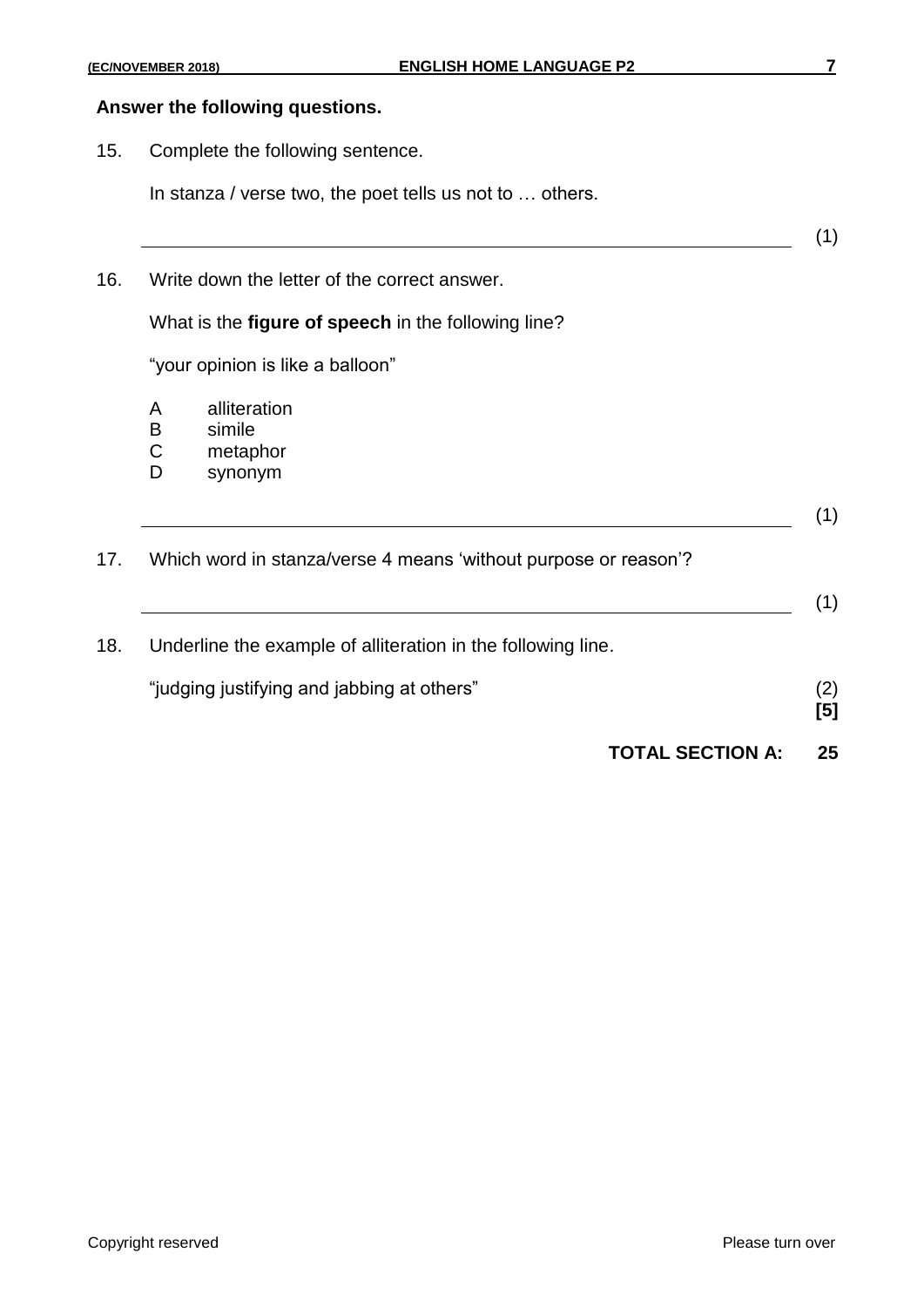**Answer the following questions.**

15. Complete the following sentence.

    In stanza / verse two, the poet tells us not to … others.

    \_\_\_\_\_\_\_\_\_\_\_\_\_\_\_\_\_\_\_\_\_\_\_\_\_\_\_\_\_\_\_\_\_\_\_\_\_\_\_\_ (1)

16. Write down the letter of the correct answer.

    What is the **figure of speech** in the following line?

    "your opinion is like a balloon"

    A alliteration
    B simile
    C metaphor
    D synonym

    \_\_\_\_\_\_\_\_\_\_\_\_\_\_\_\_\_\_\_\_\_\_\_\_\_\_\_\_\_\_\_\_\_\_\_\_\_\_\_\_ (1)

17. Which word in stanza/verse 4 means 'without purpose or reason'?

    \_\_\_\_\_\_\_\_\_\_\_\_\_\_\_\_\_\_\_\_\_\_\_\_\_\_\_\_\_\_\_\_\_\_\_\_\_\_\_\_ (1)

18. Underline the example of alliteration in the following line.

    "judging justifying and jabbing at others" (2)
    **[5]**

**TOTAL SECTION A: 25**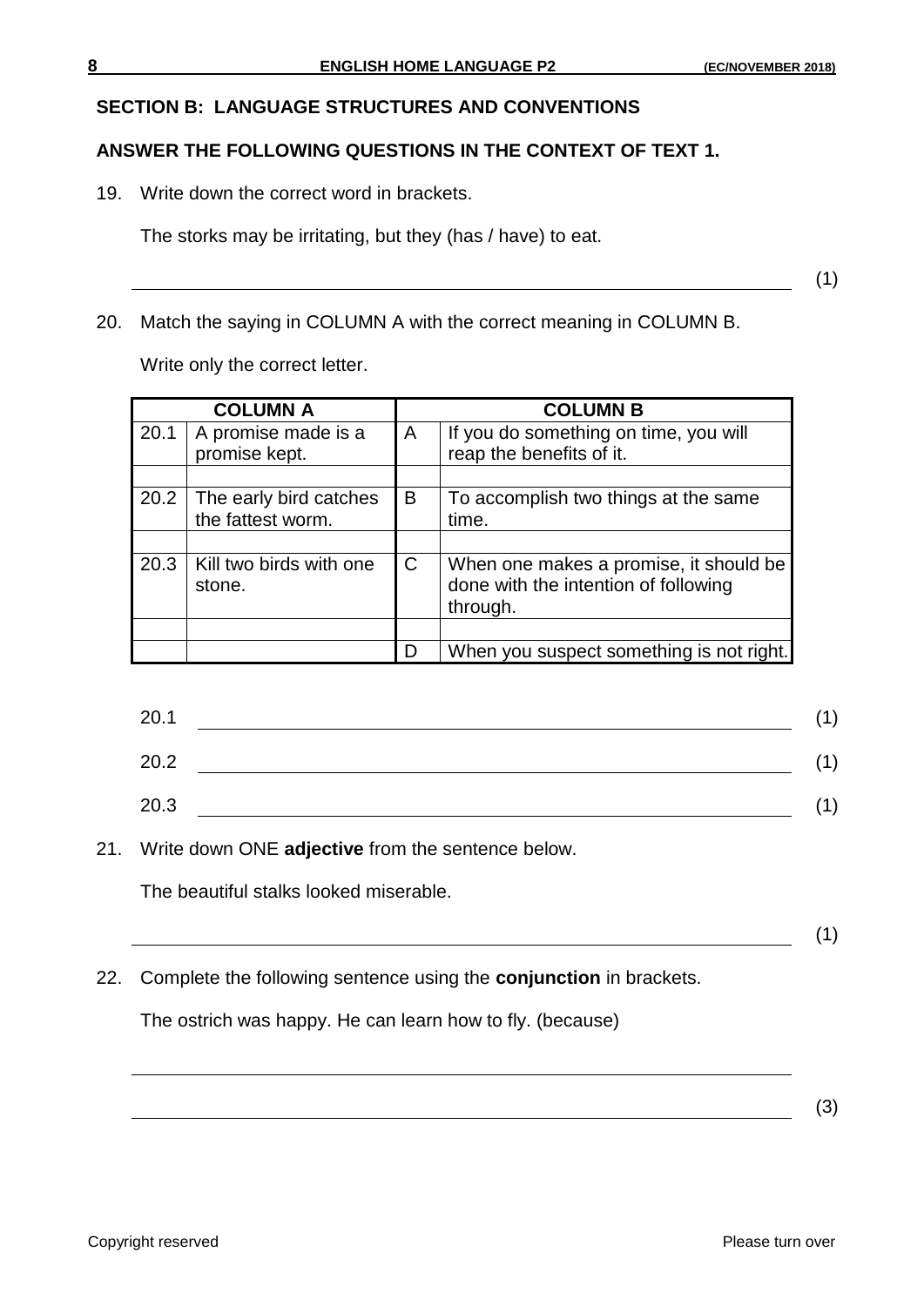## SECTION B: LANGUAGE STRUCTURES AND CONVENTIONS

**ANSWER THE FOLLOWING QUESTIONS IN THE CONTEXT OF TEXT 1.**

19. Write down the correct word in brackets.

    The storks may be irritating, but they (has / have) to eat.

    ______________________________________________ (1)

20. Match the saying in COLUMN A with the correct meaning in COLUMN B.

    Write only the correct letter.

| COLUMN A | | COLUMN B | |
|---|---|---|---|
| 20.1 | A promise made is a promise kept. | A | If you do something on time, you will reap the benefits of it. |
| | | | |
| 20.2 | The early bird catches the fattest worm. | B | To accomplish two things at the same time. |
| | | | |
| 20.3 | Kill two birds with one stone. | C | When one makes a promise, it should be done with the intention of following through. |
| | | | |
| | | D | When you suspect something is not right. |

20.1 ______________________________________________ (1)

20.2 ______________________________________________ (1)

20.3 ______________________________________________ (1)

21. Write down ONE **adjective** from the sentence below.

    The beautiful stalks looked miserable.

    ______________________________________________ (1)

22. Complete the following sentence using the **conjunction** in brackets.

    The ostrich was happy. He can learn how to fly. (because)

    ______________________________________________

    ______________________________________________ (3)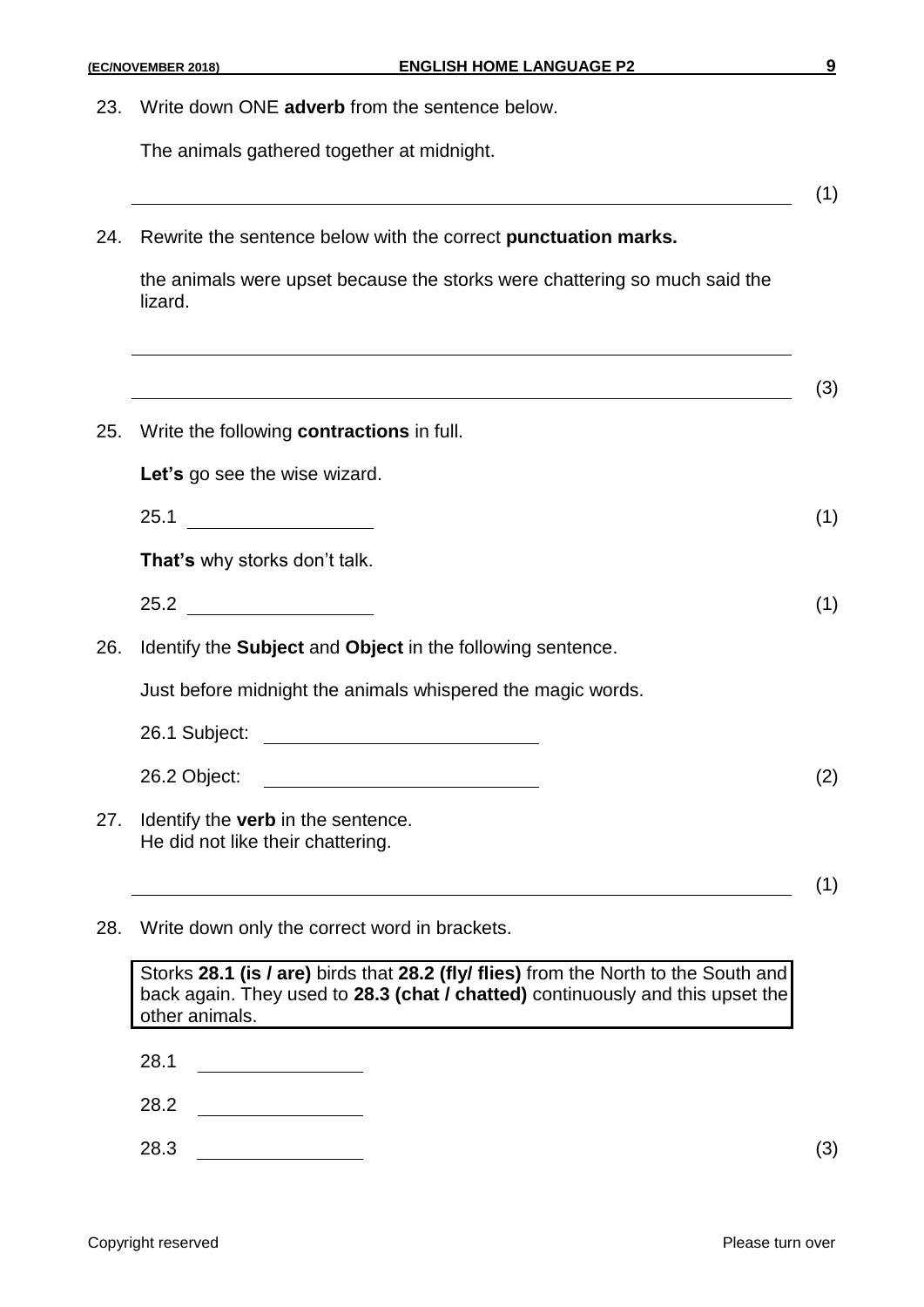23. Write down ONE **adverb** from the sentence below.

    The animals gathered together at midnight.

    ______________________________________________ (1)

24. Rewrite the sentence below with the correct **punctuation marks.**

    the animals were upset because the storks were chattering so much said the lizard.

    ______________________________________________

    ______________________________________________ (3)

25. Write the following **contractions** in full.

    **Let's** go see the wise wizard.

    25.1 ____________________ (1)

    **That's** why storks don't talk.

    25.2 ____________________ (1)

26. Identify the **Subject** and **Object** in the following sentence.

    Just before midnight the animals whispered the magic words.

    26.1 Subject: ____________________

    26.2 Object: ____________________ (2)

27. Identify the **verb** in the sentence.
    He did not like their chattering.

    ______________________________________________ (1)

28. Write down only the correct word in brackets.

    | Storks **28.1 (is / are)** birds that **28.2 (fly/ flies)** from the North to the South and back again. They used to **28.3 (chat / chatted)** continuously and this upset the other animals. |
    |---|

    28.1 ____________________

    28.2 ____________________

    28.3 ____________________ (3)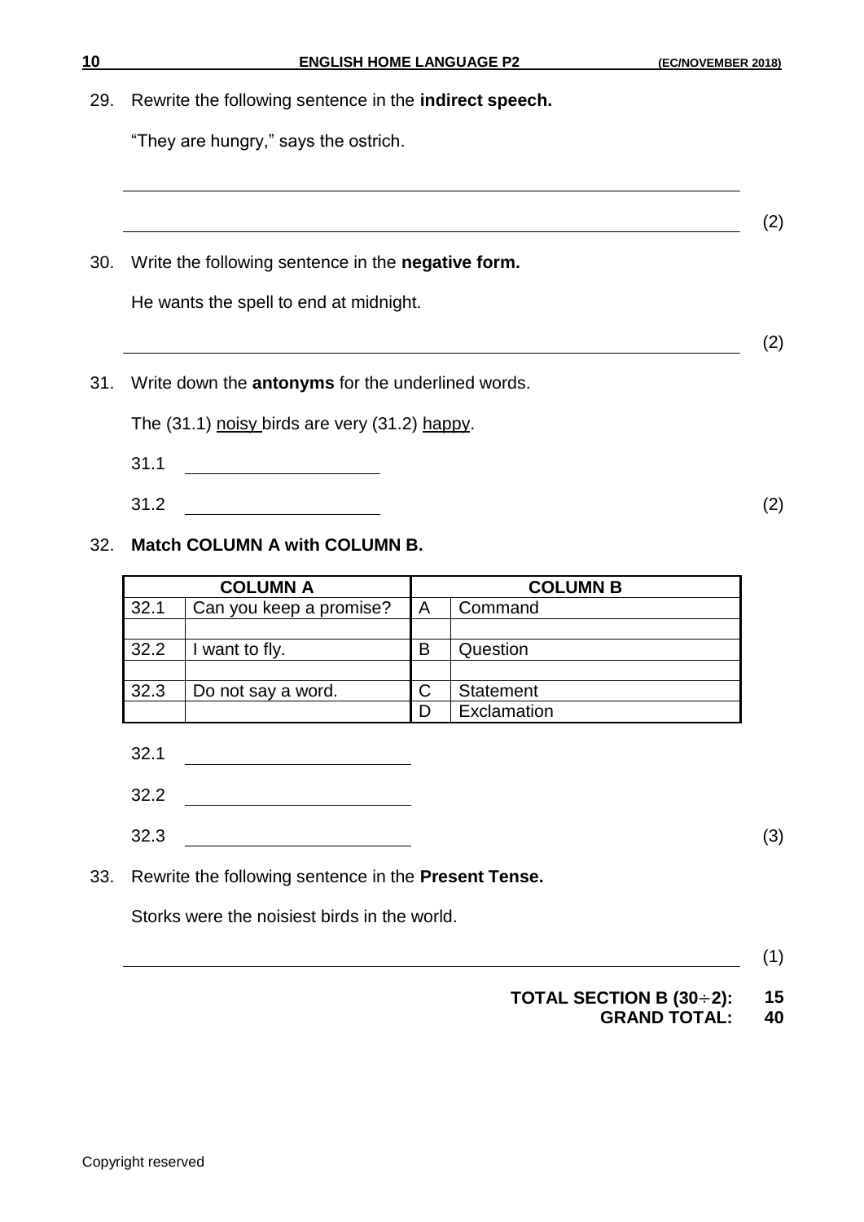29. Rewrite the following sentence in the **indirect speech.**

    "They are hungry," says the ostrich.

    ______________________________________________________________

    ______________________________________________________________ (2)

30. Write the following sentence in the **negative form.**

    He wants the spell to end at midnight.

    ______________________________________________________________ (2)

31. Write down the **antonyms** for the underlined words.

    The (31.1) <u>noisy</u> birds are very (31.2) <u>happy</u>.

    31.1 ____________________

    31.2 ____________________ (2)

32. **Match COLUMN A with COLUMN B.**

| COLUMN A | | COLUMN B | |
|---|---|---|---|
| 32.1 | Can you keep a promise? | A | Command |
| | | | |
| 32.2 | I want to fly. | B | Question |
| | | | |
| 32.3 | Do not say a word. | C | Statement |
| | | D | Exclamation |

    32.1 ____________________

    32.2 ____________________

    32.3 ____________________ (3)

33. Rewrite the following sentence in the **Present Tense.**

    Storks were the noisiest birds in the world.

    ______________________________________________________________ (1)

**TOTAL SECTION B (30÷2): 15**

**GRAND TOTAL: 40**